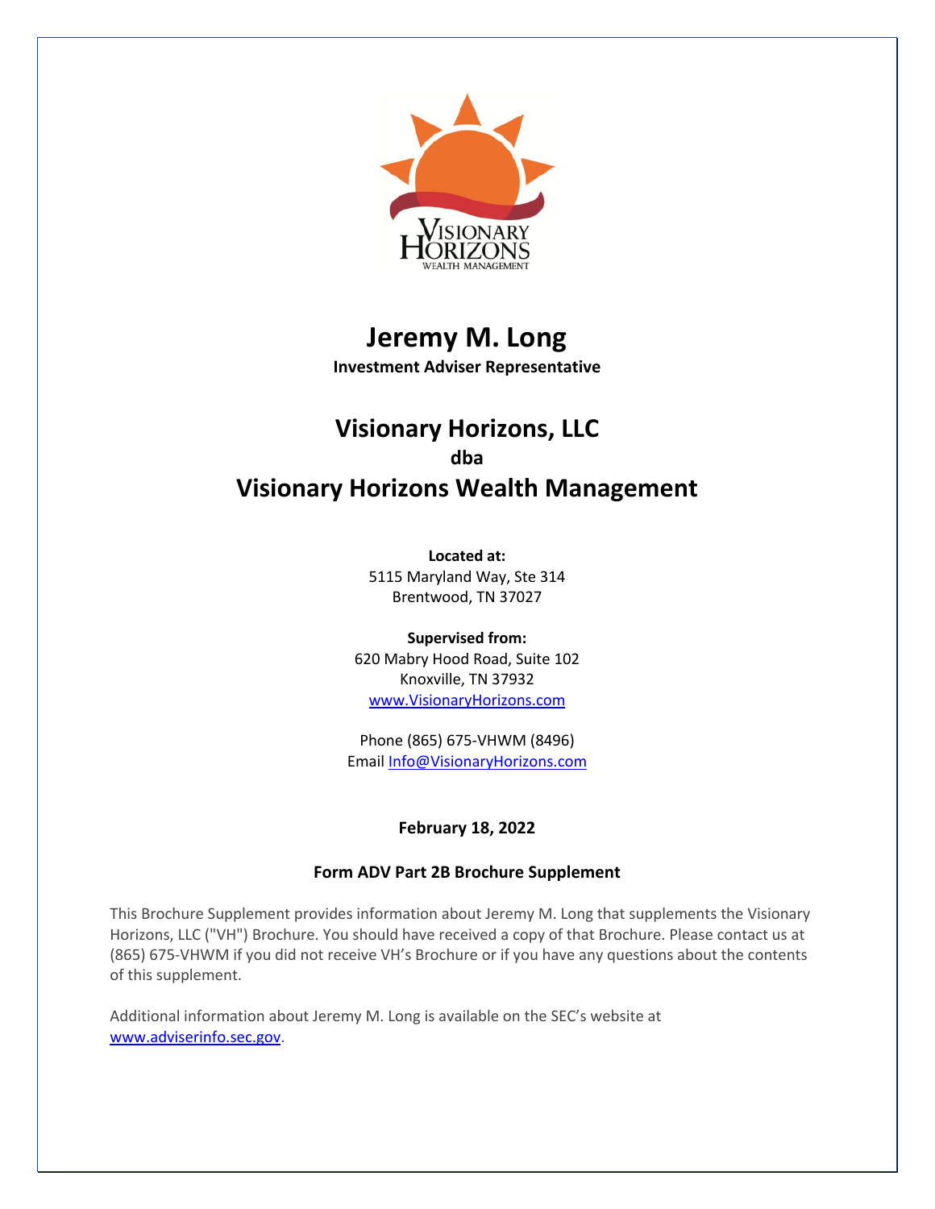# Jeremy M. Long

**Investment Adviser Representative**

## Visionary Horizons, LLC

**dba**

## Visionary Horizons Wealth Management

**Located at:**
5115 Maryland Way, Ste 314
Brentwood, TN 37027

**Supervised from:**
620 Mabry Hood Road, Suite 102
Knoxville, TN 37932
www.VisionaryHorizons.com

Phone (865) 675-VHWM (8496)
Email Info@VisionaryHorizons.com

**February 18, 2022**

**Form ADV Part 2B Brochure Supplement**

This Brochure Supplement provides information about Jeremy M. Long that supplements the Visionary Horizons, LLC ("VH") Brochure. You should have received a copy of that Brochure. Please contact us at (865) 675-VHWM if you did not receive VH's Brochure or if you have any questions about the contents of this supplement.

Additional information about Jeremy M. Long is available on the SEC's website at www.adviserinfo.sec.gov.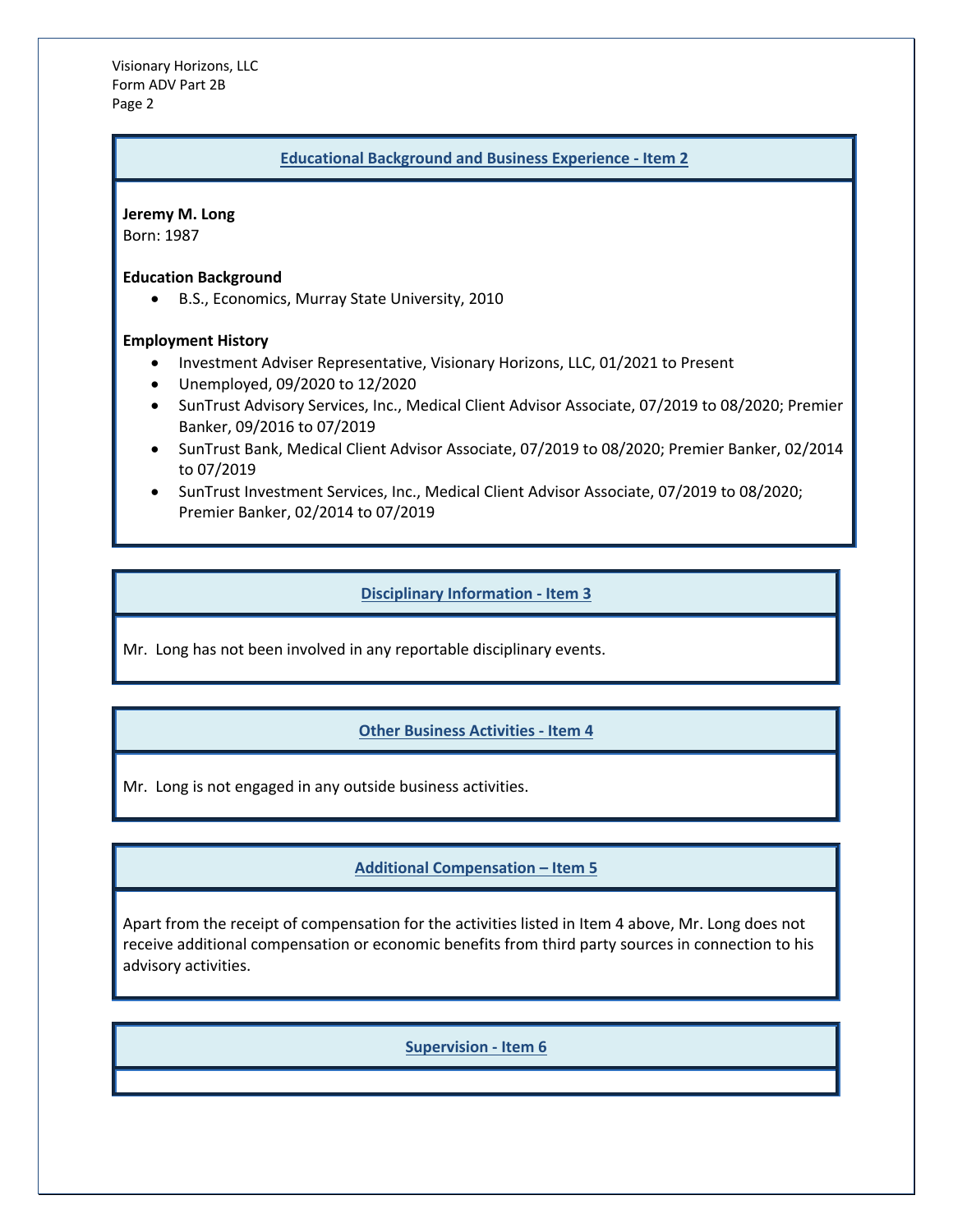## Educational Background and Business Experience - Item 2

**Jeremy M. Long**
Born: 1987

**Education Background**

- B.S., Economics, Murray State University, 2010

**Employment History**

- Investment Adviser Representative, Visionary Horizons, LLC, 01/2021 to Present
- Unemployed, 09/2020 to 12/2020
- SunTrust Advisory Services, Inc., Medical Client Advisor Associate, 07/2019 to 08/2020; Premier Banker, 09/2016 to 07/2019
- SunTrust Bank, Medical Client Advisor Associate, 07/2019 to 08/2020; Premier Banker, 02/2014 to 07/2019
- SunTrust Investment Services, Inc., Medical Client Advisor Associate, 07/2019 to 08/2020; Premier Banker, 02/2014 to 07/2019

## Disciplinary Information - Item 3

Mr. Long has not been involved in any reportable disciplinary events.

## Other Business Activities - Item 4

Mr. Long is not engaged in any outside business activities.

## Additional Compensation – Item 5

Apart from the receipt of compensation for the activities listed in Item 4 above, Mr. Long does not receive additional compensation or economic benefits from third party sources in connection to his advisory activities.

## Supervision - Item 6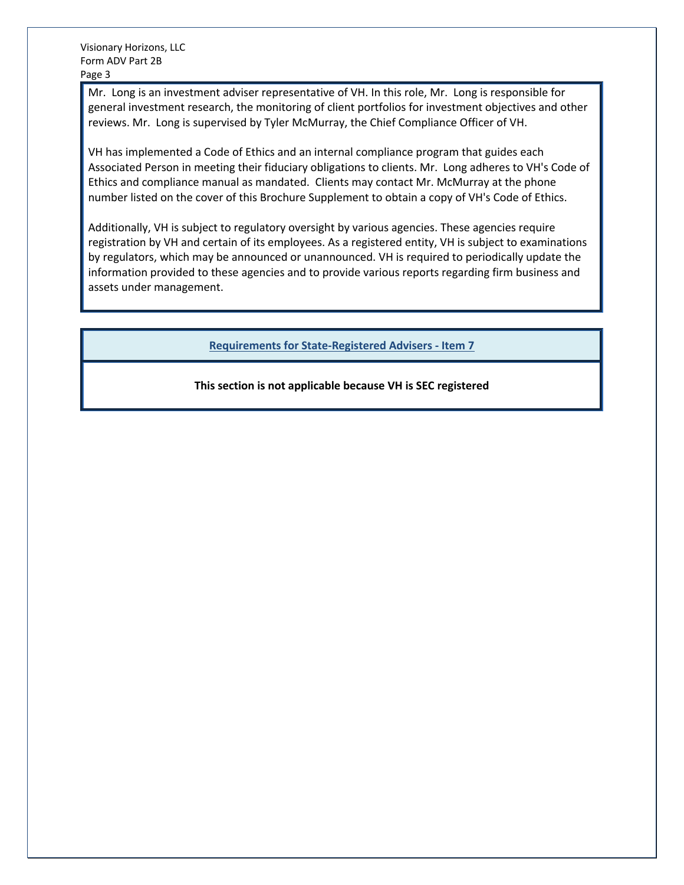Mr.  Long is an investment adviser representative of VH. In this role, Mr.  Long is responsible for general investment research, the monitoring of client portfolios for investment objectives and other reviews. Mr.  Long is supervised by Tyler McMurray, the Chief Compliance Officer of VH.

VH has implemented a Code of Ethics and an internal compliance program that guides each Associated Person in meeting their fiduciary obligations to clients. Mr.  Long adheres to VH's Code of Ethics and compliance manual as mandated.  Clients may contact Mr. McMurray at the phone number listed on the cover of this Brochure Supplement to obtain a copy of VH's Code of Ethics.

Additionally, VH is subject to regulatory oversight by various agencies. These agencies require registration by VH and certain of its employees. As a registered entity, VH is subject to examinations by regulators, which may be announced or unannounced. VH is required to periodically update the information provided to these agencies and to provide various reports regarding firm business and assets under management.

## Requirements for State-Registered Advisers - Item 7

**This section is not applicable because VH is SEC registered**